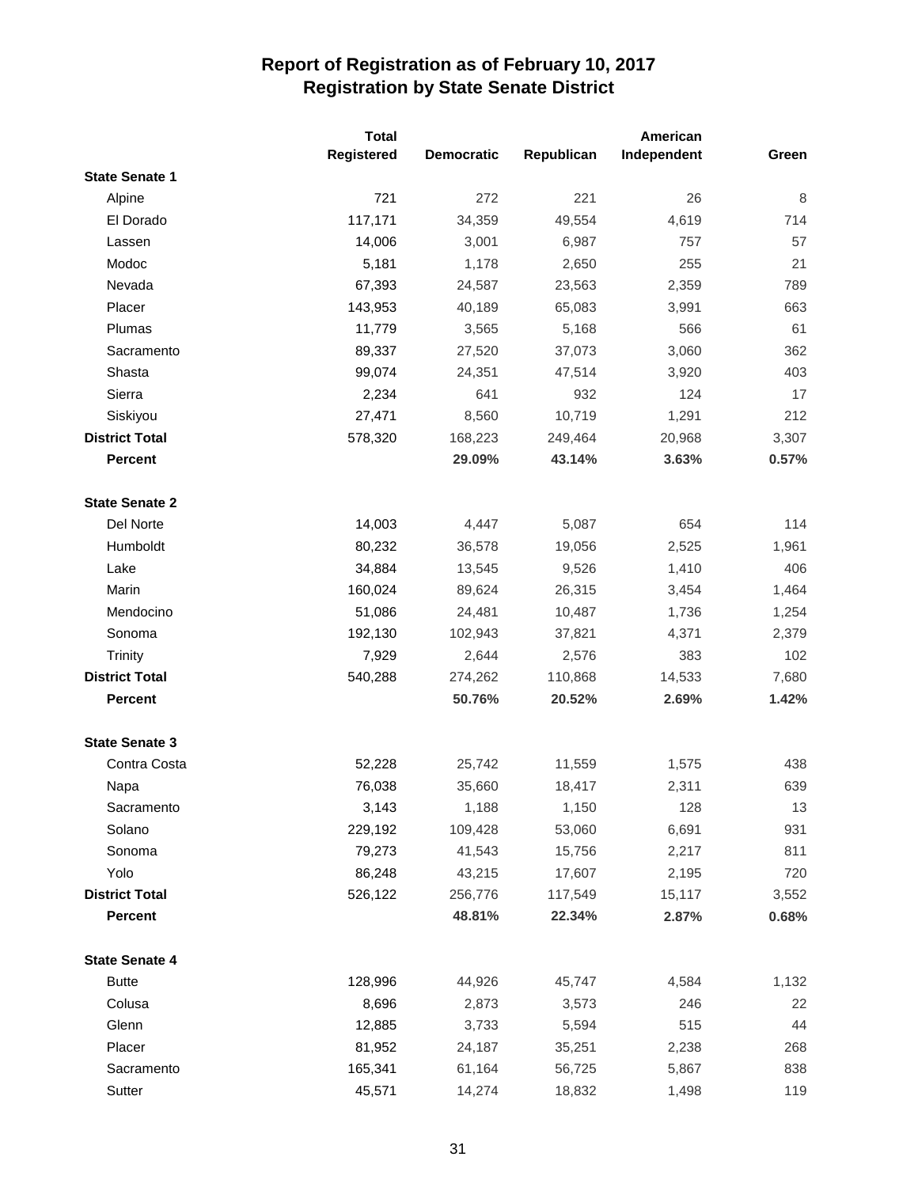# Report of Registration as of February 10, 2017
## Registration by State Senate District

| | Total Registered | Democratic | Republican | American Independent | Green |
|---|---|---|---|---|---|
| **State Senate 1** | | | | | |
| Alpine | 721 | 272 | 221 | 26 | 8 |
| El Dorado | 117,171 | 34,359 | 49,554 | 4,619 | 714 |
| Lassen | 14,006 | 3,001 | 6,987 | 757 | 57 |
| Modoc | 5,181 | 1,178 | 2,650 | 255 | 21 |
| Nevada | 67,393 | 24,587 | 23,563 | 2,359 | 789 |
| Placer | 143,953 | 40,189 | 65,083 | 3,991 | 663 |
| Plumas | 11,779 | 3,565 | 5,168 | 566 | 61 |
| Sacramento | 89,337 | 27,520 | 37,073 | 3,060 | 362 |
| Shasta | 99,074 | 24,351 | 47,514 | 3,920 | 403 |
| Sierra | 2,234 | 641 | 932 | 124 | 17 |
| Siskiyou | 27,471 | 8,560 | 10,719 | 1,291 | 212 |
| **District Total** | 578,320 | 168,223 | 249,464 | 20,968 | 3,307 |
| **Percent** | | **29.09%** | **43.14%** | **3.63%** | **0.57%** |
| **State Senate 2** | | | | | |
| Del Norte | 14,003 | 4,447 | 5,087 | 654 | 114 |
| Humboldt | 80,232 | 36,578 | 19,056 | 2,525 | 1,961 |
| Lake | 34,884 | 13,545 | 9,526 | 1,410 | 406 |
| Marin | 160,024 | 89,624 | 26,315 | 3,454 | 1,464 |
| Mendocino | 51,086 | 24,481 | 10,487 | 1,736 | 1,254 |
| Sonoma | 192,130 | 102,943 | 37,821 | 4,371 | 2,379 |
| Trinity | 7,929 | 2,644 | 2,576 | 383 | 102 |
| **District Total** | 540,288 | 274,262 | 110,868 | 14,533 | 7,680 |
| **Percent** | | **50.76%** | **20.52%** | **2.69%** | **1.42%** |
| **State Senate 3** | | | | | |
| Contra Costa | 52,228 | 25,742 | 11,559 | 1,575 | 438 |
| Napa | 76,038 | 35,660 | 18,417 | 2,311 | 639 |
| Sacramento | 3,143 | 1,188 | 1,150 | 128 | 13 |
| Solano | 229,192 | 109,428 | 53,060 | 6,691 | 931 |
| Sonoma | 79,273 | 41,543 | 15,756 | 2,217 | 811 |
| Yolo | 86,248 | 43,215 | 17,607 | 2,195 | 720 |
| **District Total** | 526,122 | 256,776 | 117,549 | 15,117 | 3,552 |
| **Percent** | | **48.81%** | **22.34%** | **2.87%** | **0.68%** |
| **State Senate 4** | | | | | |
| Butte | 128,996 | 44,926 | 45,747 | 4,584 | 1,132 |
| Colusa | 8,696 | 2,873 | 3,573 | 246 | 22 |
| Glenn | 12,885 | 3,733 | 5,594 | 515 | 44 |
| Placer | 81,952 | 24,187 | 35,251 | 2,238 | 268 |
| Sacramento | 165,341 | 61,164 | 56,725 | 5,867 | 838 |
| Sutter | 45,571 | 14,274 | 18,832 | 1,498 | 119 |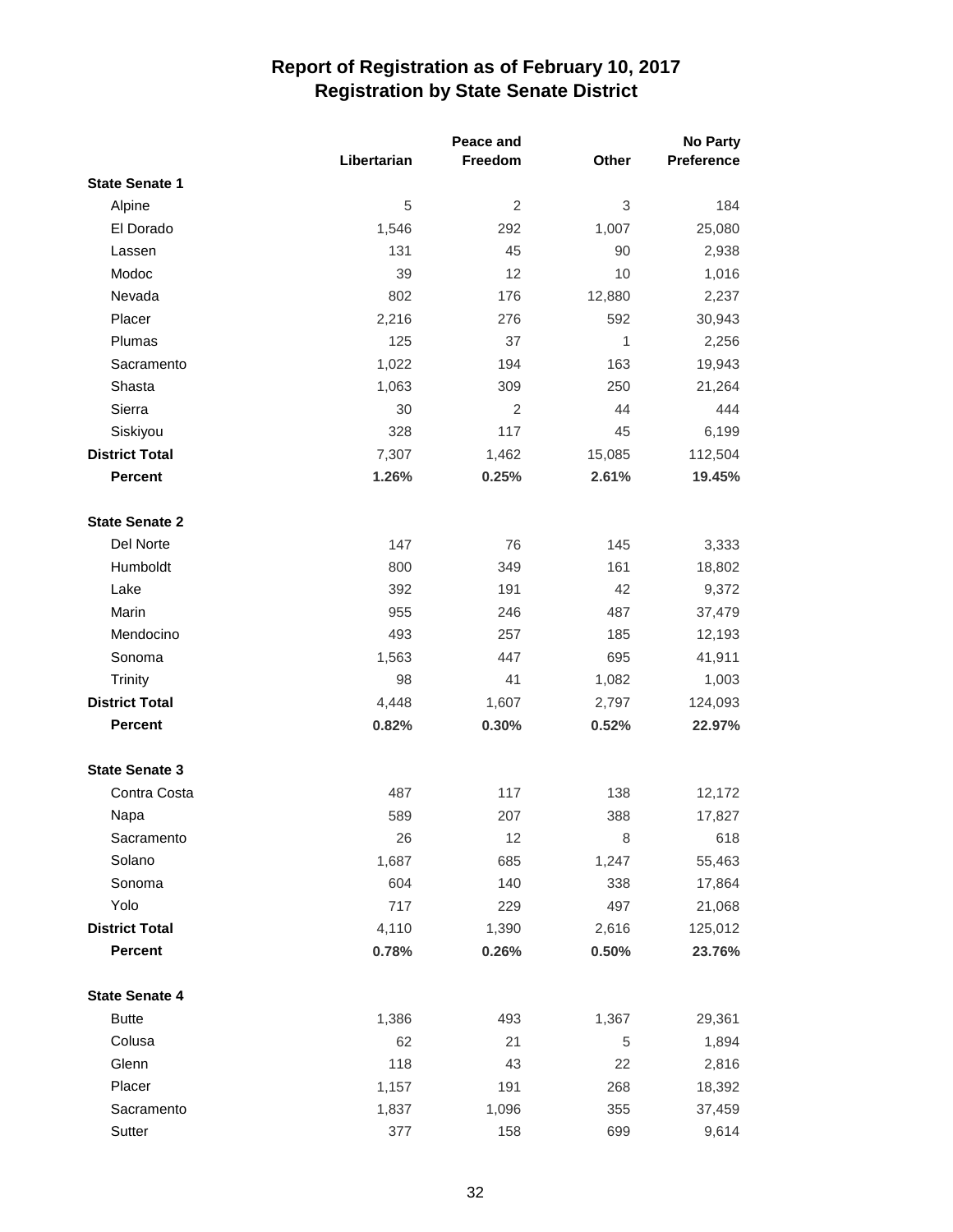# Report of Registration as of February 10, 2017
## Registration by State Senate District

| | Libertarian | Peace and Freedom | Other | No Party Preference |
|---|---|---|---|---|
| **State Senate 1** | | | | |
| Alpine | 5 | 2 | 3 | 184 |
| El Dorado | 1,546 | 292 | 1,007 | 25,080 |
| Lassen | 131 | 45 | 90 | 2,938 |
| Modoc | 39 | 12 | 10 | 1,016 |
| Nevada | 802 | 176 | 12,880 | 2,237 |
| Placer | 2,216 | 276 | 592 | 30,943 |
| Plumas | 125 | 37 | 1 | 2,256 |
| Sacramento | 1,022 | 194 | 163 | 19,943 |
| Shasta | 1,063 | 309 | 250 | 21,264 |
| Sierra | 30 | 2 | 44 | 444 |
| Siskiyou | 328 | 117 | 45 | 6,199 |
| **District Total** | 7,307 | 1,462 | 15,085 | 112,504 |
| **Percent** | **1.26%** | **0.25%** | **2.61%** | **19.45%** |
| | | | | |
| **State Senate 2** | | | | |
| Del Norte | 147 | 76 | 145 | 3,333 |
| Humboldt | 800 | 349 | 161 | 18,802 |
| Lake | 392 | 191 | 42 | 9,372 |
| Marin | 955 | 246 | 487 | 37,479 |
| Mendocino | 493 | 257 | 185 | 12,193 |
| Sonoma | 1,563 | 447 | 695 | 41,911 |
| Trinity | 98 | 41 | 1,082 | 1,003 |
| **District Total** | 4,448 | 1,607 | 2,797 | 124,093 |
| **Percent** | **0.82%** | **0.30%** | **0.52%** | **22.97%** |
| | | | | |
| **State Senate 3** | | | | |
| Contra Costa | 487 | 117 | 138 | 12,172 |
| Napa | 589 | 207 | 388 | 17,827 |
| Sacramento | 26 | 12 | 8 | 618 |
| Solano | 1,687 | 685 | 1,247 | 55,463 |
| Sonoma | 604 | 140 | 338 | 17,864 |
| Yolo | 717 | 229 | 497 | 21,068 |
| **District Total** | 4,110 | 1,390 | 2,616 | 125,012 |
| **Percent** | **0.78%** | **0.26%** | **0.50%** | **23.76%** |
| | | | | |
| **State Senate 4** | | | | |
| Butte | 1,386 | 493 | 1,367 | 29,361 |
| Colusa | 62 | 21 | 5 | 1,894 |
| Glenn | 118 | 43 | 22 | 2,816 |
| Placer | 1,157 | 191 | 268 | 18,392 |
| Sacramento | 1,837 | 1,096 | 355 | 37,459 |
| Sutter | 377 | 158 | 699 | 9,614 |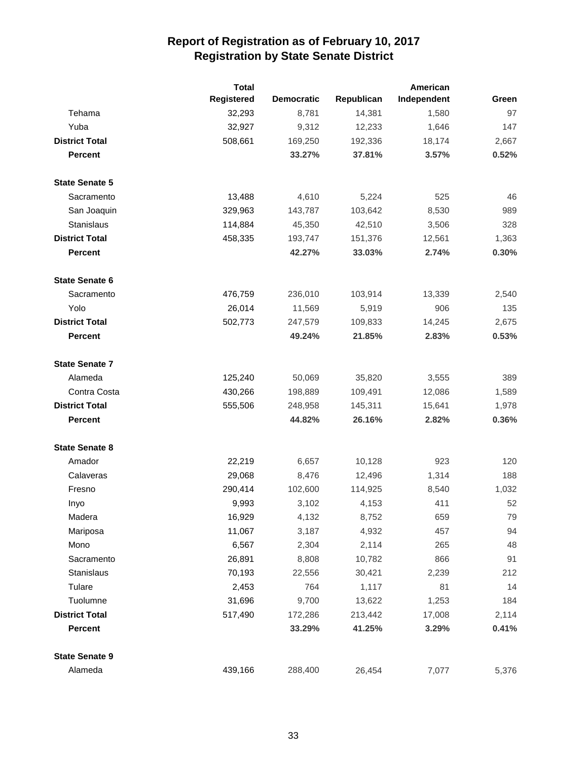# Report of Registration as of February 10, 2017
## Registration by State Senate District

| | Total Registered | Democratic | Republican | American Independent | Green |
|---|---|---|---|---|---|
| Tehama | 32,293 | 8,781 | 14,381 | 1,580 | 97 |
| Yuba | 32,927 | 9,312 | 12,233 | 1,646 | 147 |
| **District Total** | 508,661 | 169,250 | 192,336 | 18,174 | 2,667 |
| **Percent** | | **33.27%** | **37.81%** | **3.57%** | **0.52%** |
| **State Senate 5** | | | | | |
| Sacramento | 13,488 | 4,610 | 5,224 | 525 | 46 |
| San Joaquin | 329,963 | 143,787 | 103,642 | 8,530 | 989 |
| Stanislaus | 114,884 | 45,350 | 42,510 | 3,506 | 328 |
| **District Total** | 458,335 | 193,747 | 151,376 | 12,561 | 1,363 |
| **Percent** | | **42.27%** | **33.03%** | **2.74%** | **0.30%** |
| **State Senate 6** | | | | | |
| Sacramento | 476,759 | 236,010 | 103,914 | 13,339 | 2,540 |
| Yolo | 26,014 | 11,569 | 5,919 | 906 | 135 |
| **District Total** | 502,773 | 247,579 | 109,833 | 14,245 | 2,675 |
| **Percent** | | **49.24%** | **21.85%** | **2.83%** | **0.53%** |
| **State Senate 7** | | | | | |
| Alameda | 125,240 | 50,069 | 35,820 | 3,555 | 389 |
| Contra Costa | 430,266 | 198,889 | 109,491 | 12,086 | 1,589 |
| **District Total** | 555,506 | 248,958 | 145,311 | 15,641 | 1,978 |
| **Percent** | | **44.82%** | **26.16%** | **2.82%** | **0.36%** |
| **State Senate 8** | | | | | |
| Amador | 22,219 | 6,657 | 10,128 | 923 | 120 |
| Calaveras | 29,068 | 8,476 | 12,496 | 1,314 | 188 |
| Fresno | 290,414 | 102,600 | 114,925 | 8,540 | 1,032 |
| Inyo | 9,993 | 3,102 | 4,153 | 411 | 52 |
| Madera | 16,929 | 4,132 | 8,752 | 659 | 79 |
| Mariposa | 11,067 | 3,187 | 4,932 | 457 | 94 |
| Mono | 6,567 | 2,304 | 2,114 | 265 | 48 |
| Sacramento | 26,891 | 8,808 | 10,782 | 866 | 91 |
| Stanislaus | 70,193 | 22,556 | 30,421 | 2,239 | 212 |
| Tulare | 2,453 | 764 | 1,117 | 81 | 14 |
| Tuolumne | 31,696 | 9,700 | 13,622 | 1,253 | 184 |
| **District Total** | 517,490 | 172,286 | 213,442 | 17,008 | 2,114 |
| **Percent** | | **33.29%** | **41.25%** | **3.29%** | **0.41%** |
| **State Senate 9** | | | | | |
| Alameda | 439,166 | 288,400 | 26,454 | 7,077 | 5,376 |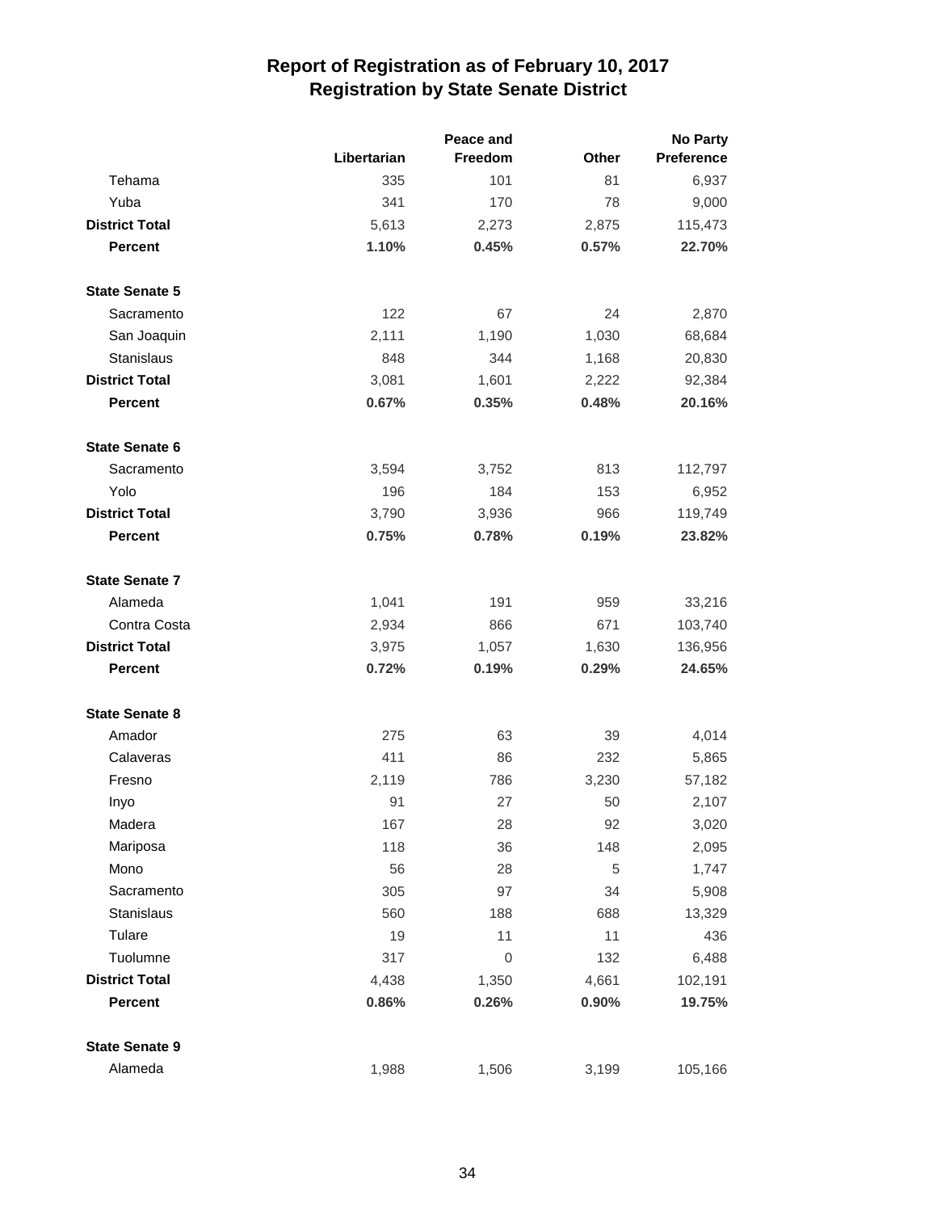# Report of Registration as of February 10, 2017
## Registration by State Senate District

| | Libertarian | Peace and Freedom | Other | No Party Preference |
|---|---|---|---|---|
| Tehama | 335 | 101 | 81 | 6,937 |
| Yuba | 341 | 170 | 78 | 9,000 |
| **District Total** | 5,613 | 2,273 | 2,875 | 115,473 |
| **Percent** | **1.10%** | **0.45%** | **0.57%** | **22.70%** |
| **State Senate 5** | | | | |
| Sacramento | 122 | 67 | 24 | 2,870 |
| San Joaquin | 2,111 | 1,190 | 1,030 | 68,684 |
| Stanislaus | 848 | 344 | 1,168 | 20,830 |
| **District Total** | 3,081 | 1,601 | 2,222 | 92,384 |
| **Percent** | **0.67%** | **0.35%** | **0.48%** | **20.16%** |
| **State Senate 6** | | | | |
| Sacramento | 3,594 | 3,752 | 813 | 112,797 |
| Yolo | 196 | 184 | 153 | 6,952 |
| **District Total** | 3,790 | 3,936 | 966 | 119,749 |
| **Percent** | **0.75%** | **0.78%** | **0.19%** | **23.82%** |
| **State Senate 7** | | | | |
| Alameda | 1,041 | 191 | 959 | 33,216 |
| Contra Costa | 2,934 | 866 | 671 | 103,740 |
| **District Total** | 3,975 | 1,057 | 1,630 | 136,956 |
| **Percent** | **0.72%** | **0.19%** | **0.29%** | **24.65%** |
| **State Senate 8** | | | | |
| Amador | 275 | 63 | 39 | 4,014 |
| Calaveras | 411 | 86 | 232 | 5,865 |
| Fresno | 2,119 | 786 | 3,230 | 57,182 |
| Inyo | 91 | 27 | 50 | 2,107 |
| Madera | 167 | 28 | 92 | 3,020 |
| Mariposa | 118 | 36 | 148 | 2,095 |
| Mono | 56 | 28 | 5 | 1,747 |
| Sacramento | 305 | 97 | 34 | 5,908 |
| Stanislaus | 560 | 188 | 688 | 13,329 |
| Tulare | 19 | 11 | 11 | 436 |
| Tuolumne | 317 | 0 | 132 | 6,488 |
| **District Total** | 4,438 | 1,350 | 4,661 | 102,191 |
| **Percent** | **0.86%** | **0.26%** | **0.90%** | **19.75%** |
| **State Senate 9** | | | | |
| Alameda | 1,988 | 1,506 | 3,199 | 105,166 |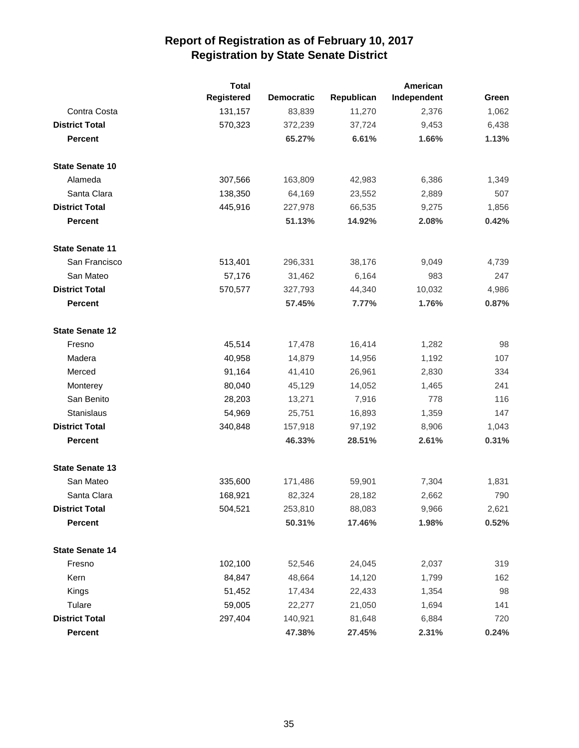# Report of Registration as of February 10, 2017
## Registration by State Senate District

| | Total Registered | Democratic | Republican | American Independent | Green |
|---|---|---|---|---|---|
| Contra Costa | 131,157 | 83,839 | 11,270 | 2,376 | 1,062 |
| **District Total** | 570,323 | 372,239 | 37,724 | 9,453 | 6,438 |
| **Percent** | | **65.27%** | **6.61%** | **1.66%** | **1.13%** |
| **State Senate 10** | | | | | |
| Alameda | 307,566 | 163,809 | 42,983 | 6,386 | 1,349 |
| Santa Clara | 138,350 | 64,169 | 23,552 | 2,889 | 507 |
| **District Total** | 445,916 | 227,978 | 66,535 | 9,275 | 1,856 |
| **Percent** | | **51.13%** | **14.92%** | **2.08%** | **0.42%** |
| **State Senate 11** | | | | | |
| San Francisco | 513,401 | 296,331 | 38,176 | 9,049 | 4,739 |
| San Mateo | 57,176 | 31,462 | 6,164 | 983 | 247 |
| **District Total** | 570,577 | 327,793 | 44,340 | 10,032 | 4,986 |
| **Percent** | | **57.45%** | **7.77%** | **1.76%** | **0.87%** |
| **State Senate 12** | | | | | |
| Fresno | 45,514 | 17,478 | 16,414 | 1,282 | 98 |
| Madera | 40,958 | 14,879 | 14,956 | 1,192 | 107 |
| Merced | 91,164 | 41,410 | 26,961 | 2,830 | 334 |
| Monterey | 80,040 | 45,129 | 14,052 | 1,465 | 241 |
| San Benito | 28,203 | 13,271 | 7,916 | 778 | 116 |
| Stanislaus | 54,969 | 25,751 | 16,893 | 1,359 | 147 |
| **District Total** | 340,848 | 157,918 | 97,192 | 8,906 | 1,043 |
| **Percent** | | **46.33%** | **28.51%** | **2.61%** | **0.31%** |
| **State Senate 13** | | | | | |
| San Mateo | 335,600 | 171,486 | 59,901 | 7,304 | 1,831 |
| Santa Clara | 168,921 | 82,324 | 28,182 | 2,662 | 790 |
| **District Total** | 504,521 | 253,810 | 88,083 | 9,966 | 2,621 |
| **Percent** | | **50.31%** | **17.46%** | **1.98%** | **0.52%** |
| **State Senate 14** | | | | | |
| Fresno | 102,100 | 52,546 | 24,045 | 2,037 | 319 |
| Kern | 84,847 | 48,664 | 14,120 | 1,799 | 162 |
| Kings | 51,452 | 17,434 | 22,433 | 1,354 | 98 |
| Tulare | 59,005 | 22,277 | 21,050 | 1,694 | 141 |
| **District Total** | 297,404 | 140,921 | 81,648 | 6,884 | 720 |
| **Percent** | | **47.38%** | **27.45%** | **2.31%** | **0.24%** |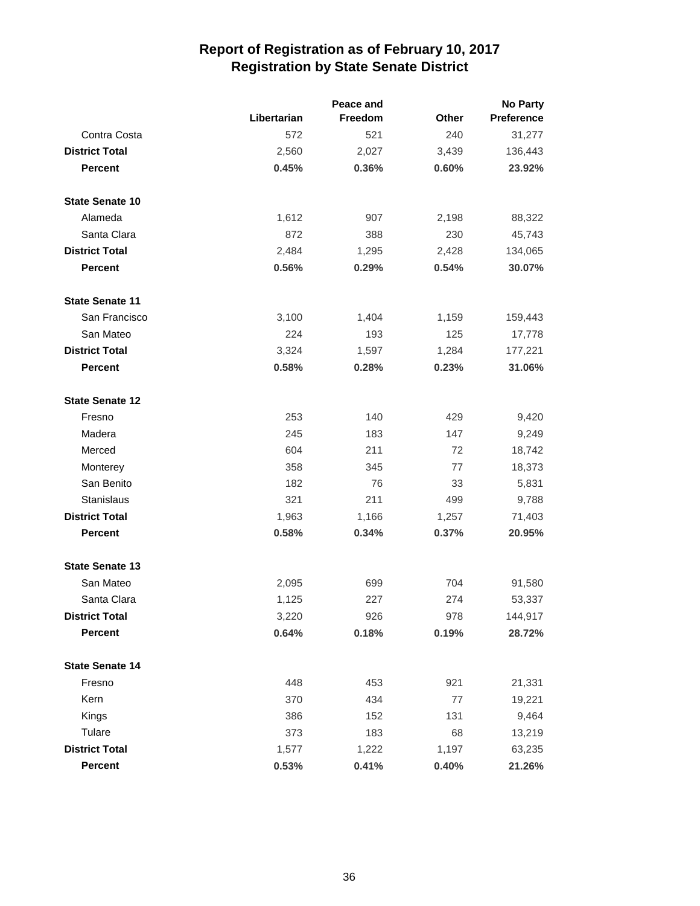# Report of Registration as of February 10, 2017
## Registration by State Senate District

| | Libertarian | Peace and Freedom | Other | No Party Preference |
|---|---|---|---|---|
| Contra Costa | 572 | 521 | 240 | 31,277 |
| **District Total** | 2,560 | 2,027 | 3,439 | 136,443 |
| **Percent** | **0.45%** | **0.36%** | **0.60%** | **23.92%** |
| | | | | |
| **State Senate 10** | | | | |
| Alameda | 1,612 | 907 | 2,198 | 88,322 |
| Santa Clara | 872 | 388 | 230 | 45,743 |
| **District Total** | 2,484 | 1,295 | 2,428 | 134,065 |
| **Percent** | **0.56%** | **0.29%** | **0.54%** | **30.07%** |
| | | | | |
| **State Senate 11** | | | | |
| San Francisco | 3,100 | 1,404 | 1,159 | 159,443 |
| San Mateo | 224 | 193 | 125 | 17,778 |
| **District Total** | 3,324 | 1,597 | 1,284 | 177,221 |
| **Percent** | **0.58%** | **0.28%** | **0.23%** | **31.06%** |
| | | | | |
| **State Senate 12** | | | | |
| Fresno | 253 | 140 | 429 | 9,420 |
| Madera | 245 | 183 | 147 | 9,249 |
| Merced | 604 | 211 | 72 | 18,742 |
| Monterey | 358 | 345 | 77 | 18,373 |
| San Benito | 182 | 76 | 33 | 5,831 |
| Stanislaus | 321 | 211 | 499 | 9,788 |
| **District Total** | 1,963 | 1,166 | 1,257 | 71,403 |
| **Percent** | **0.58%** | **0.34%** | **0.37%** | **20.95%** |
| | | | | |
| **State Senate 13** | | | | |
| San Mateo | 2,095 | 699 | 704 | 91,580 |
| Santa Clara | 1,125 | 227 | 274 | 53,337 |
| **District Total** | 3,220 | 926 | 978 | 144,917 |
| **Percent** | **0.64%** | **0.18%** | **0.19%** | **28.72%** |
| | | | | |
| **State Senate 14** | | | | |
| Fresno | 448 | 453 | 921 | 21,331 |
| Kern | 370 | 434 | 77 | 19,221 |
| Kings | 386 | 152 | 131 | 9,464 |
| Tulare | 373 | 183 | 68 | 13,219 |
| **District Total** | 1,577 | 1,222 | 1,197 | 63,235 |
| **Percent** | **0.53%** | **0.41%** | **0.40%** | **21.26%** |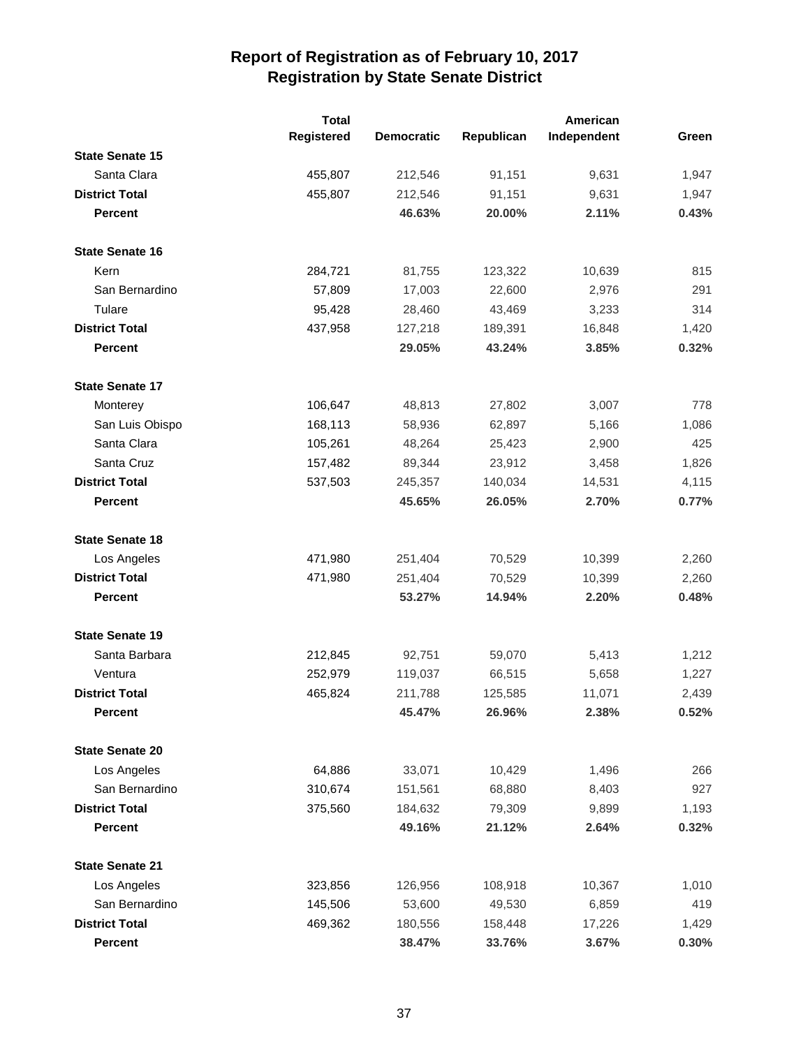# Report of Registration as of February 10, 2017
## Registration by State Senate District

| | Total Registered | Democratic | Republican | American Independent | Green |
|---|---|---|---|---|---|
| **State Senate 15** | | | | | |
| Santa Clara | 455,807 | 212,546 | 91,151 | 9,631 | 1,947 |
| **District Total** | 455,807 | 212,546 | 91,151 | 9,631 | 1,947 |
| **Percent** | | **46.63%** | **20.00%** | **2.11%** | **0.43%** |
| **State Senate 16** | | | | | |
| Kern | 284,721 | 81,755 | 123,322 | 10,639 | 815 |
| San Bernardino | 57,809 | 17,003 | 22,600 | 2,976 | 291 |
| Tulare | 95,428 | 28,460 | 43,469 | 3,233 | 314 |
| **District Total** | 437,958 | 127,218 | 189,391 | 16,848 | 1,420 |
| **Percent** | | **29.05%** | **43.24%** | **3.85%** | **0.32%** |
| **State Senate 17** | | | | | |
| Monterey | 106,647 | 48,813 | 27,802 | 3,007 | 778 |
| San Luis Obispo | 168,113 | 58,936 | 62,897 | 5,166 | 1,086 |
| Santa Clara | 105,261 | 48,264 | 25,423 | 2,900 | 425 |
| Santa Cruz | 157,482 | 89,344 | 23,912 | 3,458 | 1,826 |
| **District Total** | 537,503 | 245,357 | 140,034 | 14,531 | 4,115 |
| **Percent** | | **45.65%** | **26.05%** | **2.70%** | **0.77%** |
| **State Senate 18** | | | | | |
| Los Angeles | 471,980 | 251,404 | 70,529 | 10,399 | 2,260 |
| **District Total** | 471,980 | 251,404 | 70,529 | 10,399 | 2,260 |
| **Percent** | | **53.27%** | **14.94%** | **2.20%** | **0.48%** |
| **State Senate 19** | | | | | |
| Santa Barbara | 212,845 | 92,751 | 59,070 | 5,413 | 1,212 |
| Ventura | 252,979 | 119,037 | 66,515 | 5,658 | 1,227 |
| **District Total** | 465,824 | 211,788 | 125,585 | 11,071 | 2,439 |
| **Percent** | | **45.47%** | **26.96%** | **2.38%** | **0.52%** |
| **State Senate 20** | | | | | |
| Los Angeles | 64,886 | 33,071 | 10,429 | 1,496 | 266 |
| San Bernardino | 310,674 | 151,561 | 68,880 | 8,403 | 927 |
| **District Total** | 375,560 | 184,632 | 79,309 | 9,899 | 1,193 |
| **Percent** | | **49.16%** | **21.12%** | **2.64%** | **0.32%** |
| **State Senate 21** | | | | | |
| Los Angeles | 323,856 | 126,956 | 108,918 | 10,367 | 1,010 |
| San Bernardino | 145,506 | 53,600 | 49,530 | 6,859 | 419 |
| **District Total** | 469,362 | 180,556 | 158,448 | 17,226 | 1,429 |
| **Percent** | | **38.47%** | **33.76%** | **3.67%** | **0.30%** |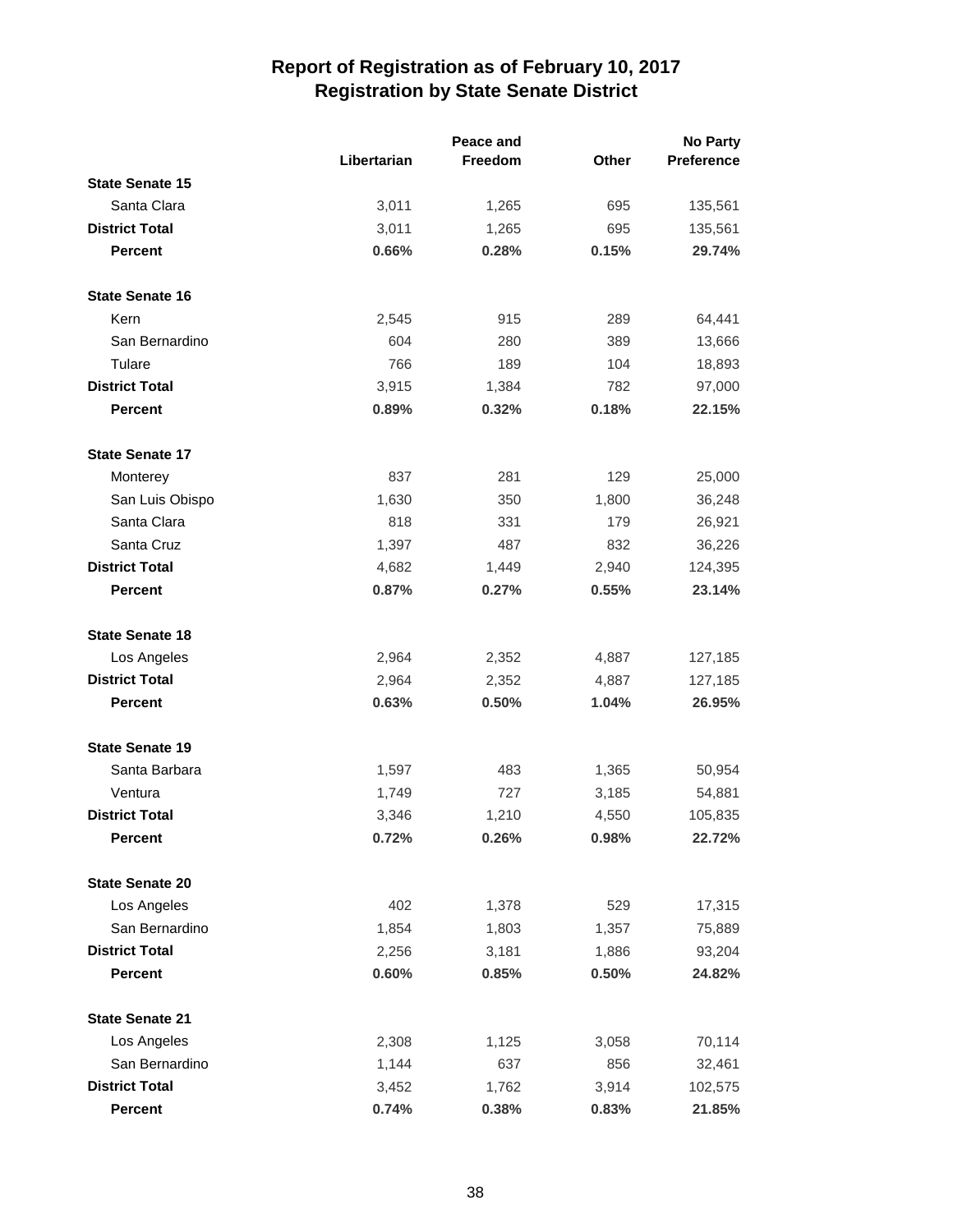# Report of Registration as of February 10, 2017
## Registration by State Senate District

| | Libertarian | Peace and Freedom | Other | No Party Preference |
|---|---|---|---|---|
| **State Senate 15** | | | | |
| Santa Clara | 3,011 | 1,265 | 695 | 135,561 |
| **District Total** | 3,011 | 1,265 | 695 | 135,561 |
| **Percent** | **0.66%** | **0.28%** | **0.15%** | **29.74%** |
| **State Senate 16** | | | | |
| Kern | 2,545 | 915 | 289 | 64,441 |
| San Bernardino | 604 | 280 | 389 | 13,666 |
| Tulare | 766 | 189 | 104 | 18,893 |
| **District Total** | 3,915 | 1,384 | 782 | 97,000 |
| **Percent** | **0.89%** | **0.32%** | **0.18%** | **22.15%** |
| **State Senate 17** | | | | |
| Monterey | 837 | 281 | 129 | 25,000 |
| San Luis Obispo | 1,630 | 350 | 1,800 | 36,248 |
| Santa Clara | 818 | 331 | 179 | 26,921 |
| Santa Cruz | 1,397 | 487 | 832 | 36,226 |
| **District Total** | 4,682 | 1,449 | 2,940 | 124,395 |
| **Percent** | **0.87%** | **0.27%** | **0.55%** | **23.14%** |
| **State Senate 18** | | | | |
| Los Angeles | 2,964 | 2,352 | 4,887 | 127,185 |
| **District Total** | 2,964 | 2,352 | 4,887 | 127,185 |
| **Percent** | **0.63%** | **0.50%** | **1.04%** | **26.95%** |
| **State Senate 19** | | | | |
| Santa Barbara | 1,597 | 483 | 1,365 | 50,954 |
| Ventura | 1,749 | 727 | 3,185 | 54,881 |
| **District Total** | 3,346 | 1,210 | 4,550 | 105,835 |
| **Percent** | **0.72%** | **0.26%** | **0.98%** | **22.72%** |
| **State Senate 20** | | | | |
| Los Angeles | 402 | 1,378 | 529 | 17,315 |
| San Bernardino | 1,854 | 1,803 | 1,357 | 75,889 |
| **District Total** | 2,256 | 3,181 | 1,886 | 93,204 |
| **Percent** | **0.60%** | **0.85%** | **0.50%** | **24.82%** |
| **State Senate 21** | | | | |
| Los Angeles | 2,308 | 1,125 | 3,058 | 70,114 |
| San Bernardino | 1,144 | 637 | 856 | 32,461 |
| **District Total** | 3,452 | 1,762 | 3,914 | 102,575 |
| **Percent** | **0.74%** | **0.38%** | **0.83%** | **21.85%** |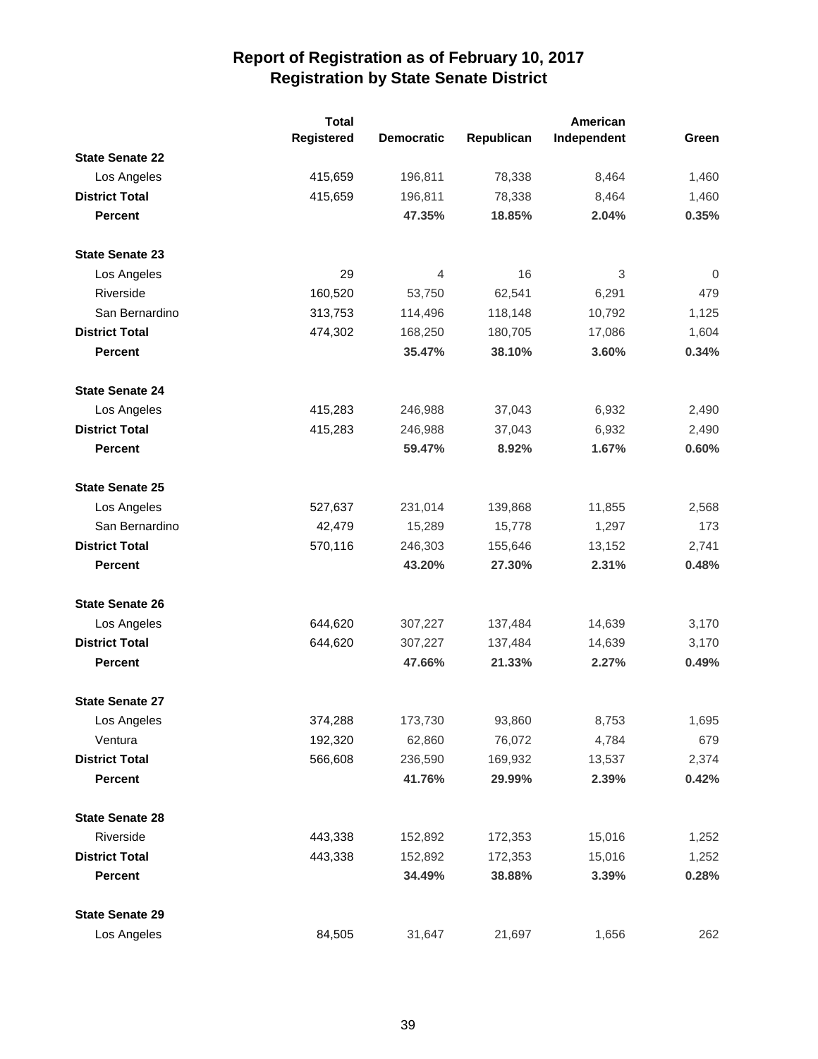# Report of Registration as of February 10, 2017
## Registration by State Senate District

| | Total Registered | Democratic | Republican | American Independent | Green |
|---|---|---|---|---|---|
| **State Senate 22** | | | | | |
| Los Angeles | 415,659 | 196,811 | 78,338 | 8,464 | 1,460 |
| **District Total** | 415,659 | 196,811 | 78,338 | 8,464 | 1,460 |
| **Percent** | | **47.35%** | **18.85%** | **2.04%** | **0.35%** |
| **State Senate 23** | | | | | |
| Los Angeles | 29 | 4 | 16 | 3 | 0 |
| Riverside | 160,520 | 53,750 | 62,541 | 6,291 | 479 |
| San Bernardino | 313,753 | 114,496 | 118,148 | 10,792 | 1,125 |
| **District Total** | 474,302 | 168,250 | 180,705 | 17,086 | 1,604 |
| **Percent** | | **35.47%** | **38.10%** | **3.60%** | **0.34%** |
| **State Senate 24** | | | | | |
| Los Angeles | 415,283 | 246,988 | 37,043 | 6,932 | 2,490 |
| **District Total** | 415,283 | 246,988 | 37,043 | 6,932 | 2,490 |
| **Percent** | | **59.47%** | **8.92%** | **1.67%** | **0.60%** |
| **State Senate 25** | | | | | |
| Los Angeles | 527,637 | 231,014 | 139,868 | 11,855 | 2,568 |
| San Bernardino | 42,479 | 15,289 | 15,778 | 1,297 | 173 |
| **District Total** | 570,116 | 246,303 | 155,646 | 13,152 | 2,741 |
| **Percent** | | **43.20%** | **27.30%** | **2.31%** | **0.48%** |
| **State Senate 26** | | | | | |
| Los Angeles | 644,620 | 307,227 | 137,484 | 14,639 | 3,170 |
| **District Total** | 644,620 | 307,227 | 137,484 | 14,639 | 3,170 |
| **Percent** | | **47.66%** | **21.33%** | **2.27%** | **0.49%** |
| **State Senate 27** | | | | | |
| Los Angeles | 374,288 | 173,730 | 93,860 | 8,753 | 1,695 |
| Ventura | 192,320 | 62,860 | 76,072 | 4,784 | 679 |
| **District Total** | 566,608 | 236,590 | 169,932 | 13,537 | 2,374 |
| **Percent** | | **41.76%** | **29.99%** | **2.39%** | **0.42%** |
| **State Senate 28** | | | | | |
| Riverside | 443,338 | 152,892 | 172,353 | 15,016 | 1,252 |
| **District Total** | 443,338 | 152,892 | 172,353 | 15,016 | 1,252 |
| **Percent** | | **34.49%** | **38.88%** | **3.39%** | **0.28%** |
| **State Senate 29** | | | | | |
| Los Angeles | 84,505 | 31,647 | 21,697 | 1,656 | 262 |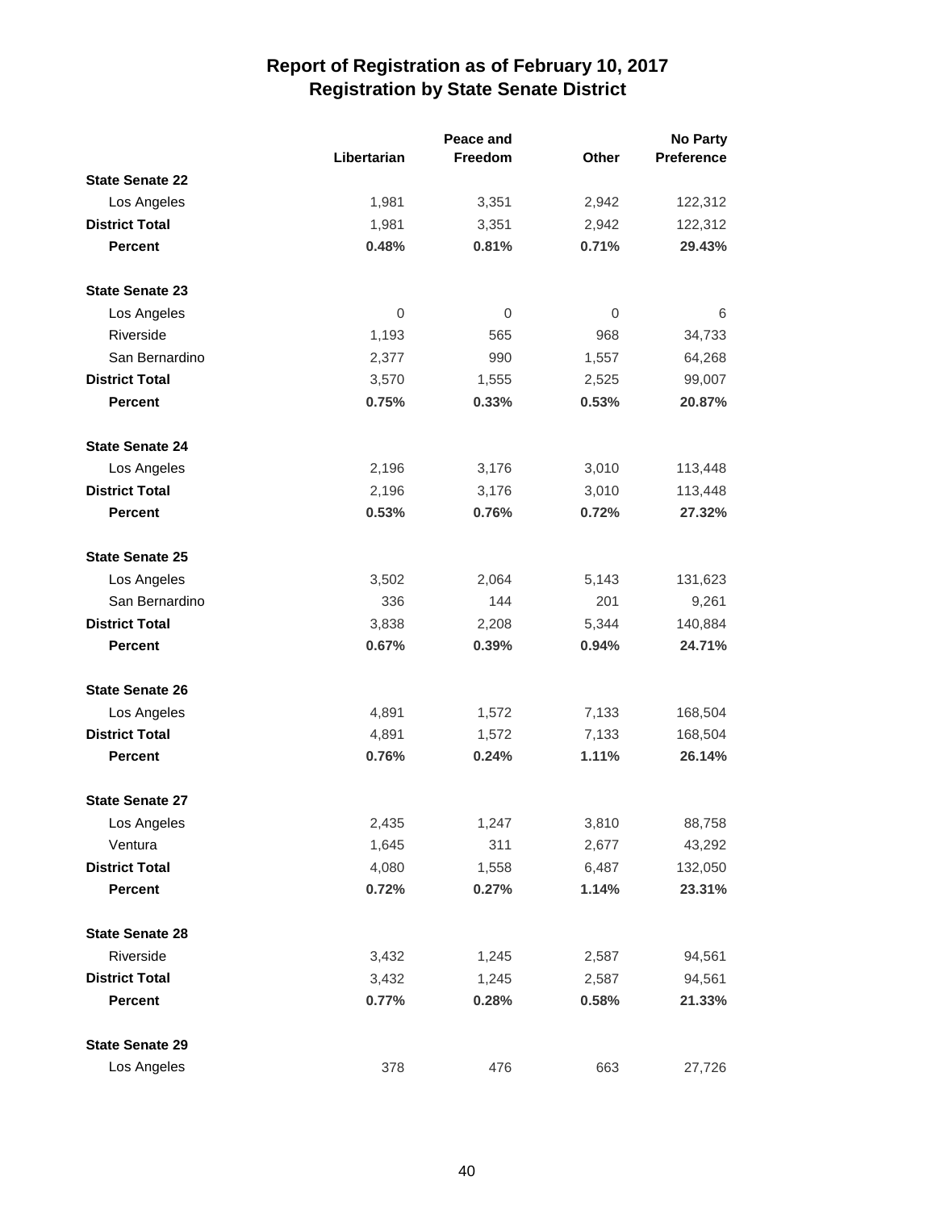# Report of Registration as of February 10, 2017
## Registration by State Senate District

| | Libertarian | Peace and Freedom | Other | No Party Preference |
|---|---|---|---|---|
| **State Senate 22** | | | | |
| Los Angeles | 1,981 | 3,351 | 2,942 | 122,312 |
| **District Total** | 1,981 | 3,351 | 2,942 | 122,312 |
| **Percent** | **0.48%** | **0.81%** | **0.71%** | **29.43%** |
| **State Senate 23** | | | | |
| Los Angeles | 0 | 0 | 0 | 6 |
| Riverside | 1,193 | 565 | 968 | 34,733 |
| San Bernardino | 2,377 | 990 | 1,557 | 64,268 |
| **District Total** | 3,570 | 1,555 | 2,525 | 99,007 |
| **Percent** | **0.75%** | **0.33%** | **0.53%** | **20.87%** |
| **State Senate 24** | | | | |
| Los Angeles | 2,196 | 3,176 | 3,010 | 113,448 |
| **District Total** | 2,196 | 3,176 | 3,010 | 113,448 |
| **Percent** | **0.53%** | **0.76%** | **0.72%** | **27.32%** |
| **State Senate 25** | | | | |
| Los Angeles | 3,502 | 2,064 | 5,143 | 131,623 |
| San Bernardino | 336 | 144 | 201 | 9,261 |
| **District Total** | 3,838 | 2,208 | 5,344 | 140,884 |
| **Percent** | **0.67%** | **0.39%** | **0.94%** | **24.71%** |
| **State Senate 26** | | | | |
| Los Angeles | 4,891 | 1,572 | 7,133 | 168,504 |
| **District Total** | 4,891 | 1,572 | 7,133 | 168,504 |
| **Percent** | **0.76%** | **0.24%** | **1.11%** | **26.14%** |
| **State Senate 27** | | | | |
| Los Angeles | 2,435 | 1,247 | 3,810 | 88,758 |
| Ventura | 1,645 | 311 | 2,677 | 43,292 |
| **District Total** | 4,080 | 1,558 | 6,487 | 132,050 |
| **Percent** | **0.72%** | **0.27%** | **1.14%** | **23.31%** |
| **State Senate 28** | | | | |
| Riverside | 3,432 | 1,245 | 2,587 | 94,561 |
| **District Total** | 3,432 | 1,245 | 2,587 | 94,561 |
| **Percent** | **0.77%** | **0.28%** | **0.58%** | **21.33%** |
| **State Senate 29** | | | | |
| Los Angeles | 378 | 476 | 663 | 27,726 |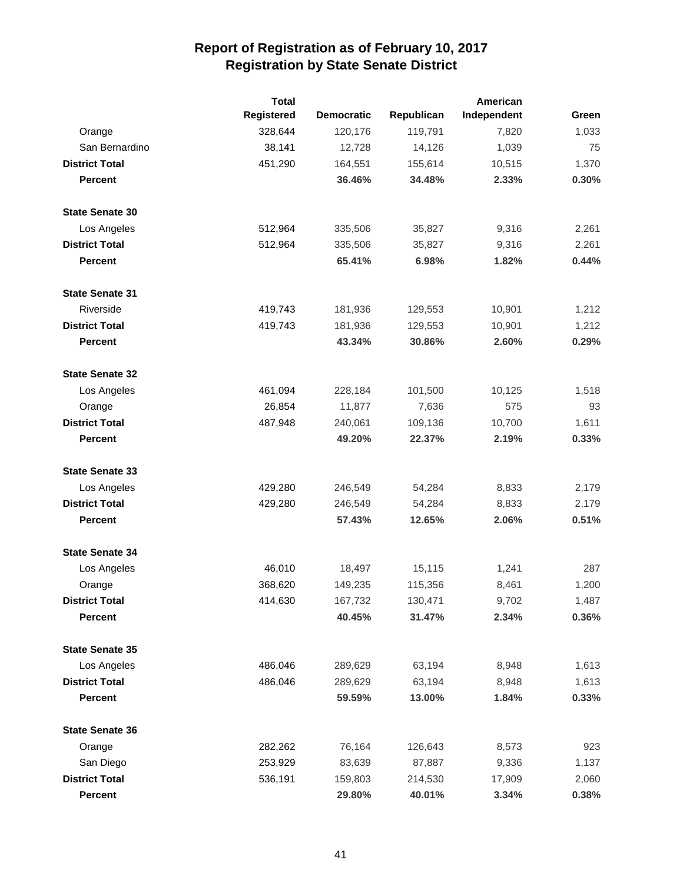# Report of Registration as of February 10, 2017
## Registration by State Senate District

| | Total Registered | Democratic | Republican | American Independent | Green |
|---|---|---|---|---|---|
| Orange | 328,644 | 120,176 | 119,791 | 7,820 | 1,033 |
| San Bernardino | 38,141 | 12,728 | 14,126 | 1,039 | 75 |
| **District Total** | 451,290 | 164,551 | 155,614 | 10,515 | 1,370 |
| **Percent** | | **36.46%** | **34.48%** | **2.33%** | **0.30%** |
| **State Senate 30** | | | | | |
| Los Angeles | 512,964 | 335,506 | 35,827 | 9,316 | 2,261 |
| **District Total** | 512,964 | 335,506 | 35,827 | 9,316 | 2,261 |
| **Percent** | | **65.41%** | **6.98%** | **1.82%** | **0.44%** |
| **State Senate 31** | | | | | |
| Riverside | 419,743 | 181,936 | 129,553 | 10,901 | 1,212 |
| **District Total** | 419,743 | 181,936 | 129,553 | 10,901 | 1,212 |
| **Percent** | | **43.34%** | **30.86%** | **2.60%** | **0.29%** |
| **State Senate 32** | | | | | |
| Los Angeles | 461,094 | 228,184 | 101,500 | 10,125 | 1,518 |
| Orange | 26,854 | 11,877 | 7,636 | 575 | 93 |
| **District Total** | 487,948 | 240,061 | 109,136 | 10,700 | 1,611 |
| **Percent** | | **49.20%** | **22.37%** | **2.19%** | **0.33%** |
| **State Senate 33** | | | | | |
| Los Angeles | 429,280 | 246,549 | 54,284 | 8,833 | 2,179 |
| **District Total** | 429,280 | 246,549 | 54,284 | 8,833 | 2,179 |
| **Percent** | | **57.43%** | **12.65%** | **2.06%** | **0.51%** |
| **State Senate 34** | | | | | |
| Los Angeles | 46,010 | 18,497 | 15,115 | 1,241 | 287 |
| Orange | 368,620 | 149,235 | 115,356 | 8,461 | 1,200 |
| **District Total** | 414,630 | 167,732 | 130,471 | 9,702 | 1,487 |
| **Percent** | | **40.45%** | **31.47%** | **2.34%** | **0.36%** |
| **State Senate 35** | | | | | |
| Los Angeles | 486,046 | 289,629 | 63,194 | 8,948 | 1,613 |
| **District Total** | 486,046 | 289,629 | 63,194 | 8,948 | 1,613 |
| **Percent** | | **59.59%** | **13.00%** | **1.84%** | **0.33%** |
| **State Senate 36** | | | | | |
| Orange | 282,262 | 76,164 | 126,643 | 8,573 | 923 |
| San Diego | 253,929 | 83,639 | 87,887 | 9,336 | 1,137 |
| **District Total** | 536,191 | 159,803 | 214,530 | 17,909 | 2,060 |
| **Percent** | | **29.80%** | **40.01%** | **3.34%** | **0.38%** |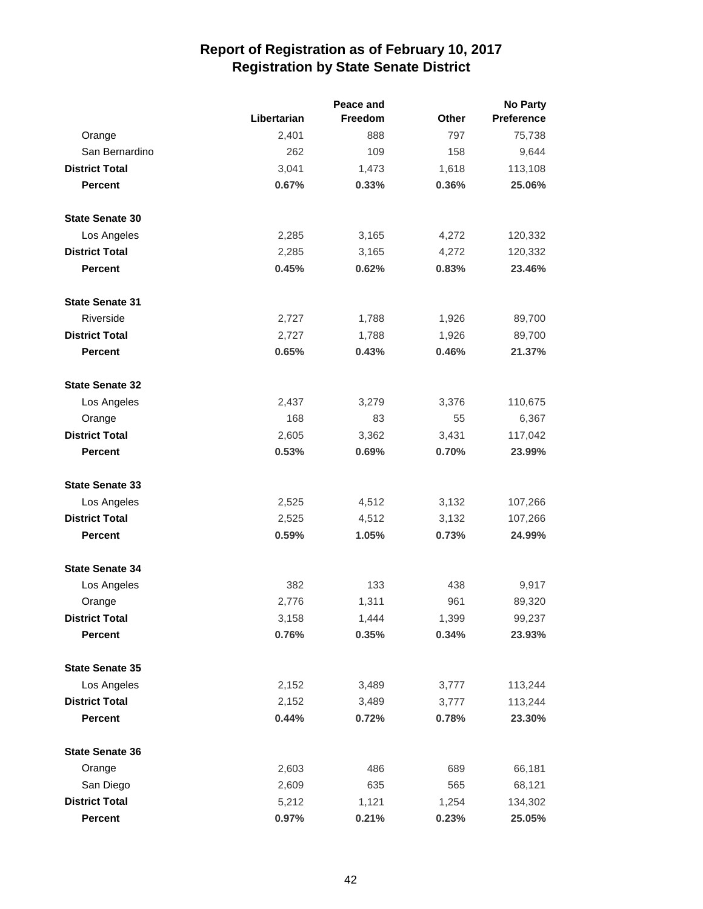# Report of Registration as of February 10, 2017
## Registration by State Senate District

| | Libertarian | Peace and Freedom | Other | No Party Preference |
|---|---|---|---|---|
| Orange | 2,401 | 888 | 797 | 75,738 |
| San Bernardino | 262 | 109 | 158 | 9,644 |
| **District Total** | 3,041 | 1,473 | 1,618 | 113,108 |
| **Percent** | **0.67%** | **0.33%** | **0.36%** | **25.06%** |
| **State Senate 30** | | | | |
| Los Angeles | 2,285 | 3,165 | 4,272 | 120,332 |
| **District Total** | 2,285 | 3,165 | 4,272 | 120,332 |
| **Percent** | **0.45%** | **0.62%** | **0.83%** | **23.46%** |
| **State Senate 31** | | | | |
| Riverside | 2,727 | 1,788 | 1,926 | 89,700 |
| **District Total** | 2,727 | 1,788 | 1,926 | 89,700 |
| **Percent** | **0.65%** | **0.43%** | **0.46%** | **21.37%** |
| **State Senate 32** | | | | |
| Los Angeles | 2,437 | 3,279 | 3,376 | 110,675 |
| Orange | 168 | 83 | 55 | 6,367 |
| **District Total** | 2,605 | 3,362 | 3,431 | 117,042 |
| **Percent** | **0.53%** | **0.69%** | **0.70%** | **23.99%** |
| **State Senate 33** | | | | |
| Los Angeles | 2,525 | 4,512 | 3,132 | 107,266 |
| **District Total** | 2,525 | 4,512 | 3,132 | 107,266 |
| **Percent** | **0.59%** | **1.05%** | **0.73%** | **24.99%** |
| **State Senate 34** | | | | |
| Los Angeles | 382 | 133 | 438 | 9,917 |
| Orange | 2,776 | 1,311 | 961 | 89,320 |
| **District Total** | 3,158 | 1,444 | 1,399 | 99,237 |
| **Percent** | **0.76%** | **0.35%** | **0.34%** | **23.93%** |
| **State Senate 35** | | | | |
| Los Angeles | 2,152 | 3,489 | 3,777 | 113,244 |
| **District Total** | 2,152 | 3,489 | 3,777 | 113,244 |
| **Percent** | **0.44%** | **0.72%** | **0.78%** | **23.30%** |
| **State Senate 36** | | | | |
| Orange | 2,603 | 486 | 689 | 66,181 |
| San Diego | 2,609 | 635 | 565 | 68,121 |
| **District Total** | 5,212 | 1,121 | 1,254 | 134,302 |
| **Percent** | **0.97%** | **0.21%** | **0.23%** | **25.05%** |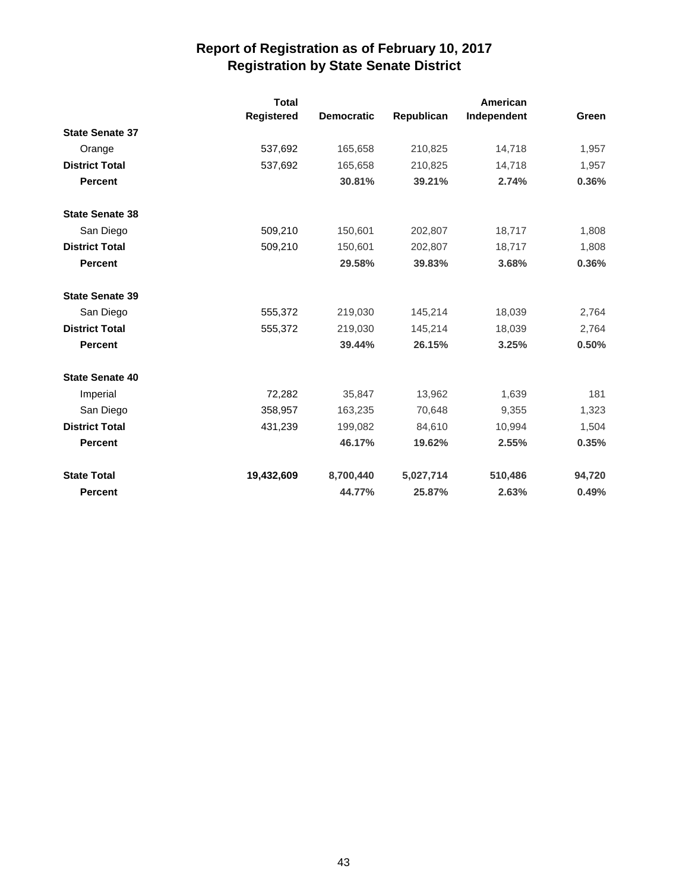# Report of Registration as of February 10, 2017
## Registration by State Senate District

| | Total Registered | Democratic | Republican | American Independent | Green |
|---|---|---|---|---|---|
| **State Senate 37** | | | | | |
| Orange | 537,692 | 165,658 | 210,825 | 14,718 | 1,957 |
| **District Total** | 537,692 | 165,658 | 210,825 | 14,718 | 1,957 |
| **Percent** | | **30.81%** | **39.21%** | **2.74%** | **0.36%** |
| **State Senate 38** | | | | | |
| San Diego | 509,210 | 150,601 | 202,807 | 18,717 | 1,808 |
| **District Total** | 509,210 | 150,601 | 202,807 | 18,717 | 1,808 |
| **Percent** | | **29.58%** | **39.83%** | **3.68%** | **0.36%** |
| **State Senate 39** | | | | | |
| San Diego | 555,372 | 219,030 | 145,214 | 18,039 | 2,764 |
| **District Total** | 555,372 | 219,030 | 145,214 | 18,039 | 2,764 |
| **Percent** | | **39.44%** | **26.15%** | **3.25%** | **0.50%** |
| **State Senate 40** | | | | | |
| Imperial | 72,282 | 35,847 | 13,962 | 1,639 | 181 |
| San Diego | 358,957 | 163,235 | 70,648 | 9,355 | 1,323 |
| **District Total** | 431,239 | 199,082 | 84,610 | 10,994 | 1,504 |
| **Percent** | | **46.17%** | **19.62%** | **2.55%** | **0.35%** |
| **State Total** | **19,432,609** | **8,700,440** | **5,027,714** | **510,486** | **94,720** |
| **Percent** | | **44.77%** | **25.87%** | **2.63%** | **0.49%** |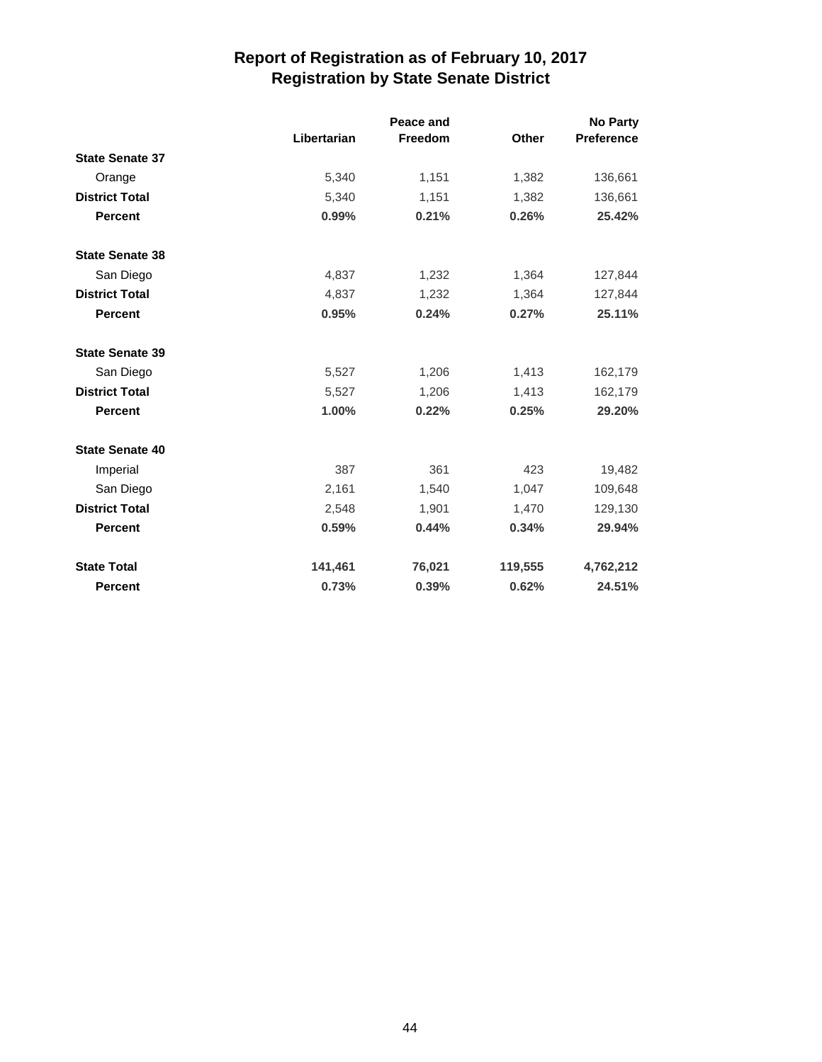# Report of Registration as of February 10, 2017
## Registration by State Senate District

| | Libertarian | Peace and Freedom | Other | No Party Preference |
|---|---|---|---|---|
| **State Senate 37** | | | | |
| Orange | 5,340 | 1,151 | 1,382 | 136,661 |
| **District Total** | 5,340 | 1,151 | 1,382 | 136,661 |
| **Percent** | **0.99%** | **0.21%** | **0.26%** | **25.42%** |
| **State Senate 38** | | | | |
| San Diego | 4,837 | 1,232 | 1,364 | 127,844 |
| **District Total** | 4,837 | 1,232 | 1,364 | 127,844 |
| **Percent** | **0.95%** | **0.24%** | **0.27%** | **25.11%** |
| **State Senate 39** | | | | |
| San Diego | 5,527 | 1,206 | 1,413 | 162,179 |
| **District Total** | 5,527 | 1,206 | 1,413 | 162,179 |
| **Percent** | **1.00%** | **0.22%** | **0.25%** | **29.20%** |
| **State Senate 40** | | | | |
| Imperial | 387 | 361 | 423 | 19,482 |
| San Diego | 2,161 | 1,540 | 1,047 | 109,648 |
| **District Total** | 2,548 | 1,901 | 1,470 | 129,130 |
| **Percent** | **0.59%** | **0.44%** | **0.34%** | **29.94%** |
| **State Total** | **141,461** | **76,021** | **119,555** | **4,762,212** |
| **Percent** | **0.73%** | **0.39%** | **0.62%** | **24.51%** |